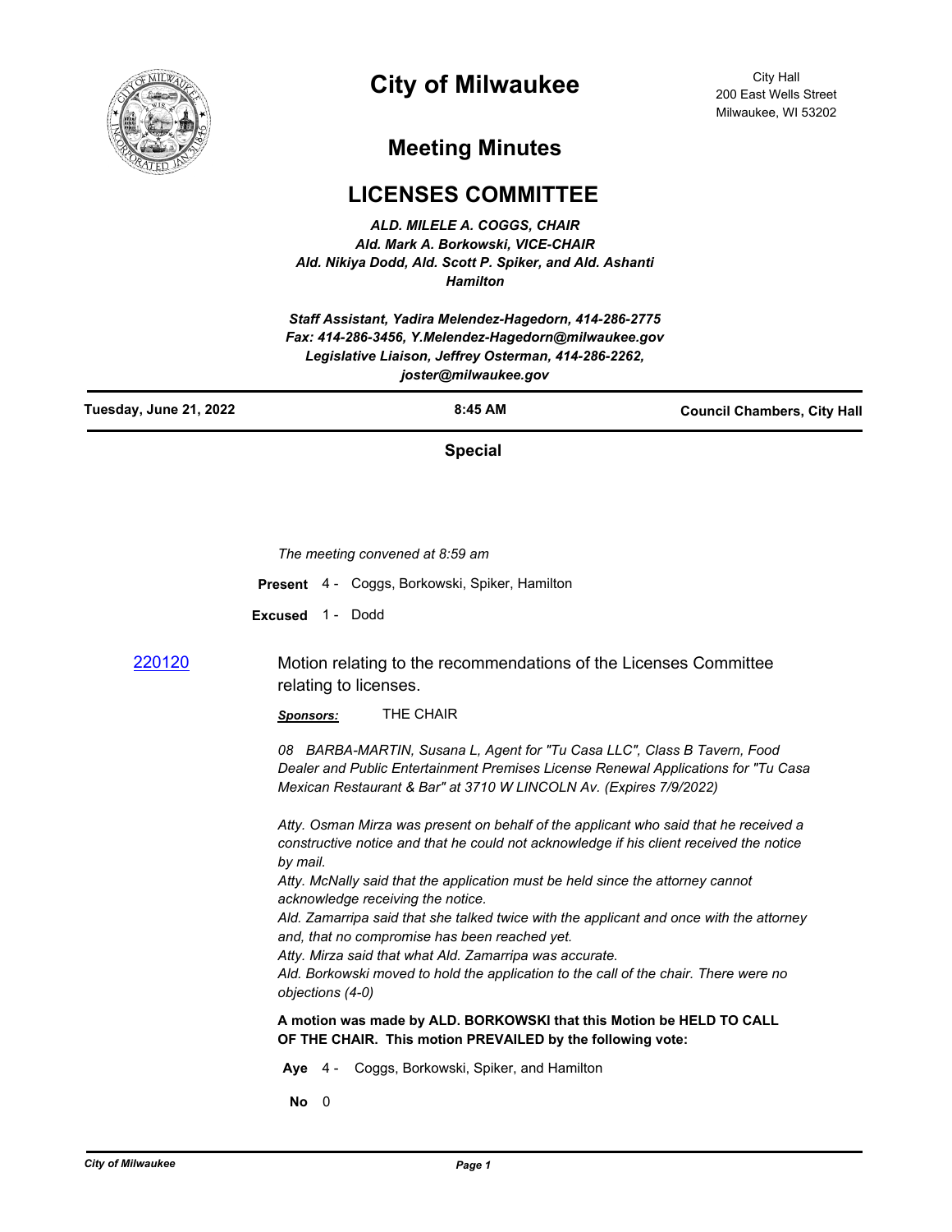# City of Milwaukee

City Hall
200 East Wells Street
Milwaukee, WI 53202

## Meeting Minutes

# LICENSES COMMITTEE

***ALD. MILELE A. COGGS, CHAIR***
***Ald. Mark A. Borkowski, VICE-CHAIR***
***Ald. Nikiya Dodd, Ald. Scott P. Spiker, and Ald. Ashanti Hamilton***

***Staff Assistant, Yadira Melendez-Hagedorn, 414-286-2775***
***Fax: 414-286-3456, Y.Melendez-Hagedorn@milwaukee.gov***
***Legislative Liaison, Jeffrey Osterman, 414-286-2262, joster@milwaukee.gov***

**Tuesday, June 21, 2022** | **8:45 AM** | **Council Chambers, City Hall**

**Special**

*The meeting convened at 8:59 am*

**Present** 4 - Coggs, Borkowski, Spiker, Hamilton

**Excused** 1 - Dodd

**220120** Motion relating to the recommendations of the Licenses Committee relating to licenses.

***Sponsors:*** THE CHAIR

*08 BARBA-MARTIN, Susana L, Agent for "Tu Casa LLC", Class B Tavern, Food Dealer and Public Entertainment Premises License Renewal Applications for "Tu Casa Mexican Restaurant & Bar" at 3710 W LINCOLN Av. (Expires 7/9/2022)*

*Atty. Osman Mirza was present on behalf of the applicant who said that he received a constructive notice and that he could not acknowledge if his client received the notice by mail.*
*Atty. McNally said that the application must be held since the attorney cannot acknowledge receiving the notice.*
*Ald. Zamarripa said that she talked twice with the applicant and once with the attorney and, that no compromise has been reached yet.*
*Atty. Mirza said that what Ald. Zamarripa was accurate.*
*Ald. Borkowski moved to hold the application to the call of the chair. There were no objections (4-0)*

**A motion was made by ALD. BORKOWSKI that this Motion be HELD TO CALL OF THE CHAIR. This motion PREVAILED by the following vote:**

**Aye** 4 - Coggs, Borkowski, Spiker, and Hamilton

**No** 0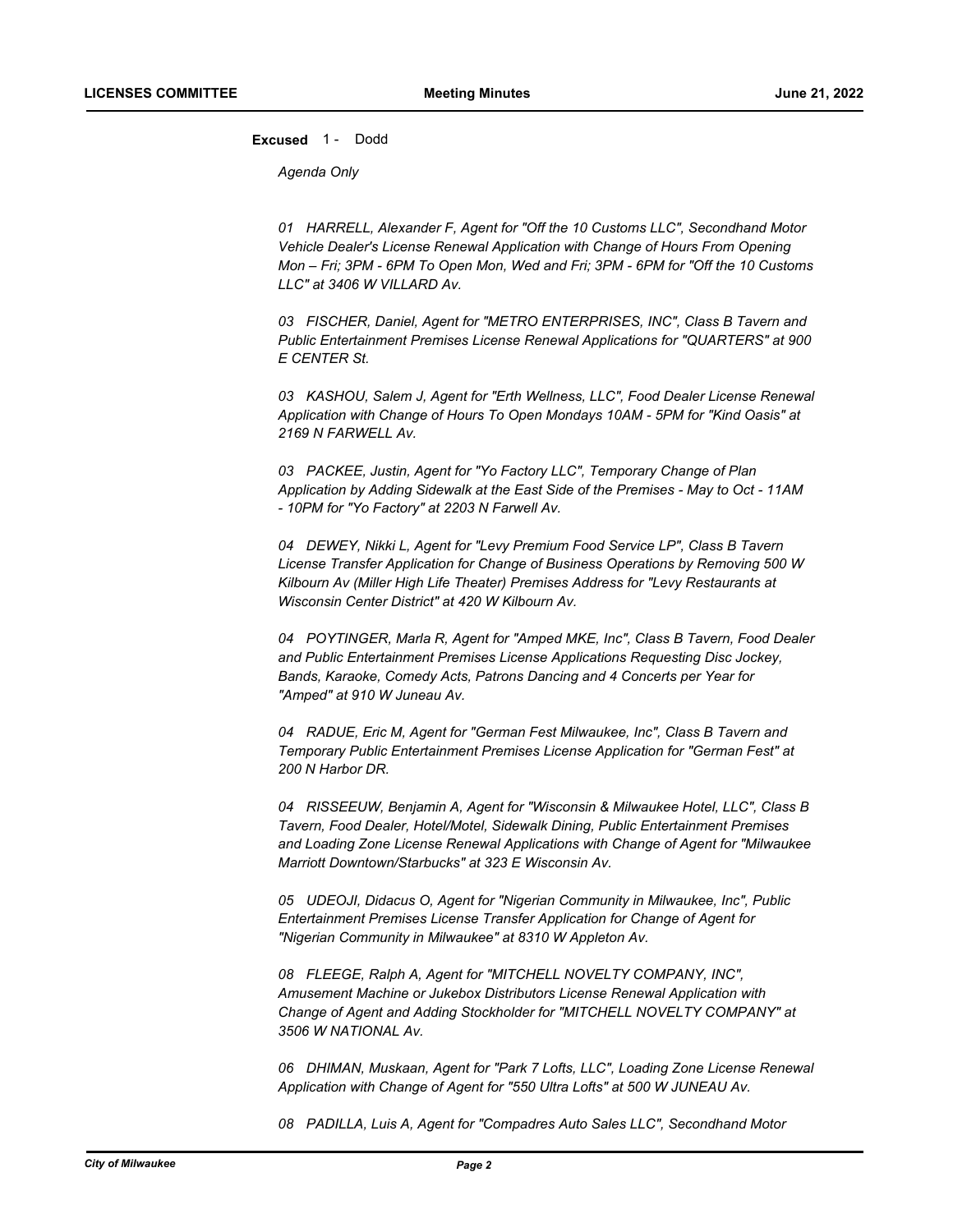**Excused** 1 - Dodd

*Agenda Only*

*01 HARRELL, Alexander F, Agent for "Off the 10 Customs LLC", Secondhand Motor Vehicle Dealer's License Renewal Application with Change of Hours From Opening Mon – Fri; 3PM - 6PM To Open Mon, Wed and Fri; 3PM - 6PM for "Off the 10 Customs LLC" at 3406 W VILLARD Av.*

*03 FISCHER, Daniel, Agent for "METRO ENTERPRISES, INC", Class B Tavern and Public Entertainment Premises License Renewal Applications for "QUARTERS" at 900 E CENTER St.*

*03 KASHOU, Salem J, Agent for "Erth Wellness, LLC", Food Dealer License Renewal Application with Change of Hours To Open Mondays 10AM - 5PM for "Kind Oasis" at 2169 N FARWELL Av.*

*03 PACKEE, Justin, Agent for "Yo Factory LLC", Temporary Change of Plan Application by Adding Sidewalk at the East Side of the Premises - May to Oct - 11AM - 10PM for "Yo Factory" at 2203 N Farwell Av.*

*04 DEWEY, Nikki L, Agent for "Levy Premium Food Service LP", Class B Tavern License Transfer Application for Change of Business Operations by Removing 500 W Kilbourn Av (Miller High Life Theater) Premises Address for "Levy Restaurants at Wisconsin Center District" at 420 W Kilbourn Av.*

*04 POYTINGER, Marla R, Agent for "Amped MKE, Inc", Class B Tavern, Food Dealer and Public Entertainment Premises License Applications Requesting Disc Jockey, Bands, Karaoke, Comedy Acts, Patrons Dancing and 4 Concerts per Year for "Amped" at 910 W Juneau Av.*

*04 RADUE, Eric M, Agent for "German Fest Milwaukee, Inc", Class B Tavern and Temporary Public Entertainment Premises License Application for "German Fest" at 200 N Harbor DR.*

*04 RISSEEUW, Benjamin A, Agent for "Wisconsin & Milwaukee Hotel, LLC", Class B Tavern, Food Dealer, Hotel/Motel, Sidewalk Dining, Public Entertainment Premises and Loading Zone License Renewal Applications with Change of Agent for "Milwaukee Marriott Downtown/Starbucks" at 323 E Wisconsin Av.*

*05 UDEOJI, Didacus O, Agent for "Nigerian Community in Milwaukee, Inc", Public Entertainment Premises License Transfer Application for Change of Agent for "Nigerian Community in Milwaukee" at 8310 W Appleton Av.*

*08 FLEEGE, Ralph A, Agent for "MITCHELL NOVELTY COMPANY, INC", Amusement Machine or Jukebox Distributors License Renewal Application with Change of Agent and Adding Stockholder for "MITCHELL NOVELTY COMPANY" at 3506 W NATIONAL Av.*

*06 DHIMAN, Muskaan, Agent for "Park 7 Lofts, LLC", Loading Zone License Renewal Application with Change of Agent for "550 Ultra Lofts" at 500 W JUNEAU Av.*

*08 PADILLA, Luis A, Agent for "Compadres Auto Sales LLC", Secondhand Motor*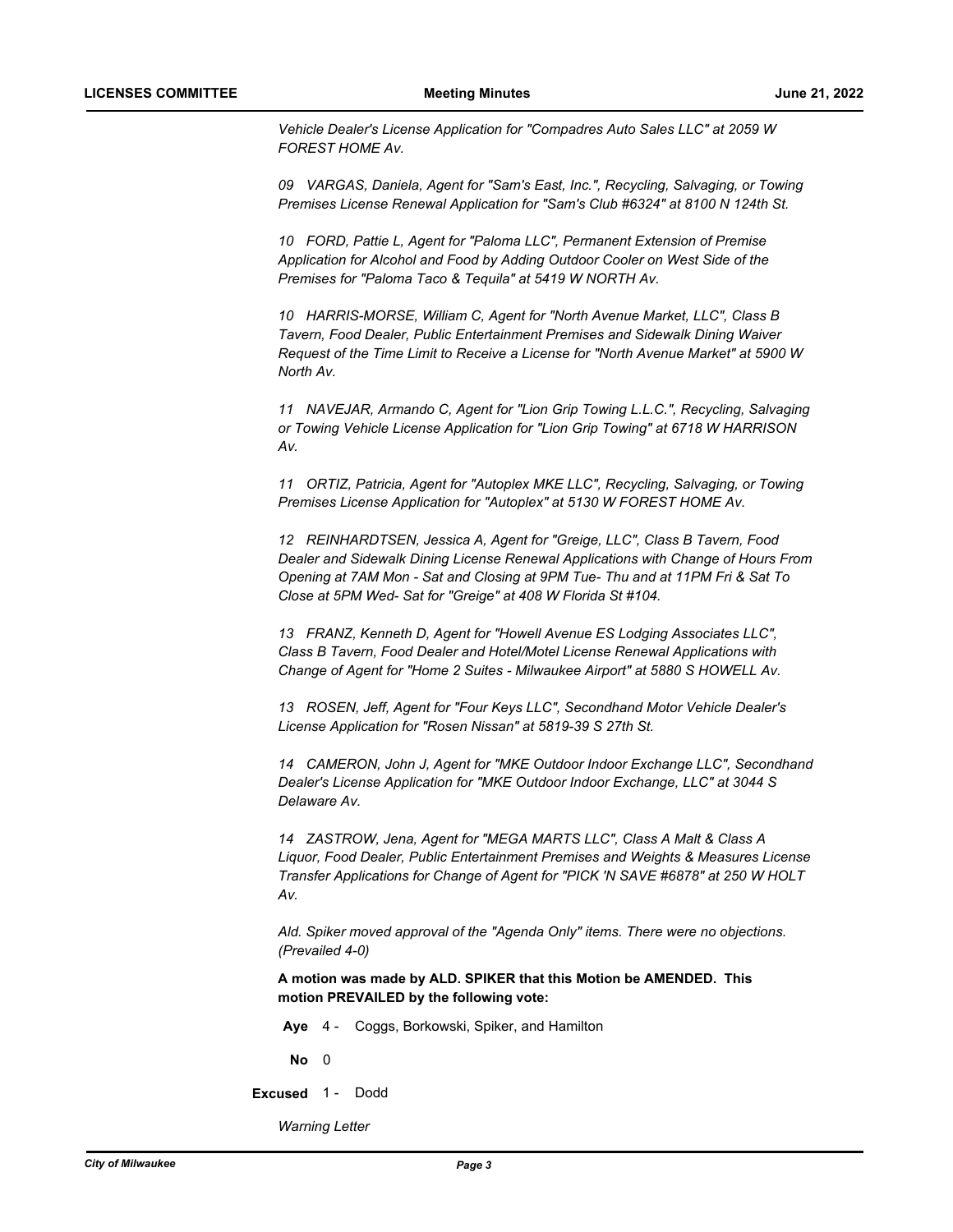*Vehicle Dealer's License Application for "Compadres Auto Sales LLC" at 2059 W FOREST HOME Av.*

*09 VARGAS, Daniela, Agent for "Sam's East, Inc.", Recycling, Salvaging, or Towing Premises License Renewal Application for "Sam's Club #6324" at 8100 N 124th St.*

*10 FORD, Pattie L, Agent for "Paloma LLC", Permanent Extension of Premise Application for Alcohol and Food by Adding Outdoor Cooler on West Side of the Premises for "Paloma Taco & Tequila" at 5419 W NORTH Av.*

*10 HARRIS-MORSE, William C, Agent for "North Avenue Market, LLC", Class B Tavern, Food Dealer, Public Entertainment Premises and Sidewalk Dining Waiver Request of the Time Limit to Receive a License for "North Avenue Market" at 5900 W North Av.*

*11 NAVEJAR, Armando C, Agent for "Lion Grip Towing L.L.C.", Recycling, Salvaging or Towing Vehicle License Application for "Lion Grip Towing" at 6718 W HARRISON Av.*

*11 ORTIZ, Patricia, Agent for "Autoplex MKE LLC", Recycling, Salvaging, or Towing Premises License Application for "Autoplex" at 5130 W FOREST HOME Av.*

*12 REINHARDTSEN, Jessica A, Agent for "Greige, LLC", Class B Tavern, Food Dealer and Sidewalk Dining License Renewal Applications with Change of Hours From Opening at 7AM Mon - Sat and Closing at 9PM Tue- Thu and at 11PM Fri & Sat To Close at 5PM Wed- Sat for "Greige" at 408 W Florida St #104.*

*13 FRANZ, Kenneth D, Agent for "Howell Avenue ES Lodging Associates LLC", Class B Tavern, Food Dealer and Hotel/Motel License Renewal Applications with Change of Agent for "Home 2 Suites - Milwaukee Airport" at 5880 S HOWELL Av.*

*13 ROSEN, Jeff, Agent for "Four Keys LLC", Secondhand Motor Vehicle Dealer's License Application for "Rosen Nissan" at 5819-39 S 27th St.*

*14 CAMERON, John J, Agent for "MKE Outdoor Indoor Exchange LLC", Secondhand Dealer's License Application for "MKE Outdoor Indoor Exchange, LLC" at 3044 S Delaware Av.*

*14 ZASTROW, Jena, Agent for "MEGA MARTS LLC", Class A Malt & Class A Liquor, Food Dealer, Public Entertainment Premises and Weights & Measures License Transfer Applications for Change of Agent for "PICK 'N SAVE #6878" at 250 W HOLT Av.*

*Ald. Spiker moved approval of the "Agenda Only" items. There were no objections. (Prevailed 4-0)*

**A motion was made by ALD. SPIKER that this Motion be AMENDED. This motion PREVAILED by the following vote:**

**Aye** 4 - Coggs, Borkowski, Spiker, and Hamilton

**No** 0

**Excused** 1 - Dodd

*Warning Letter*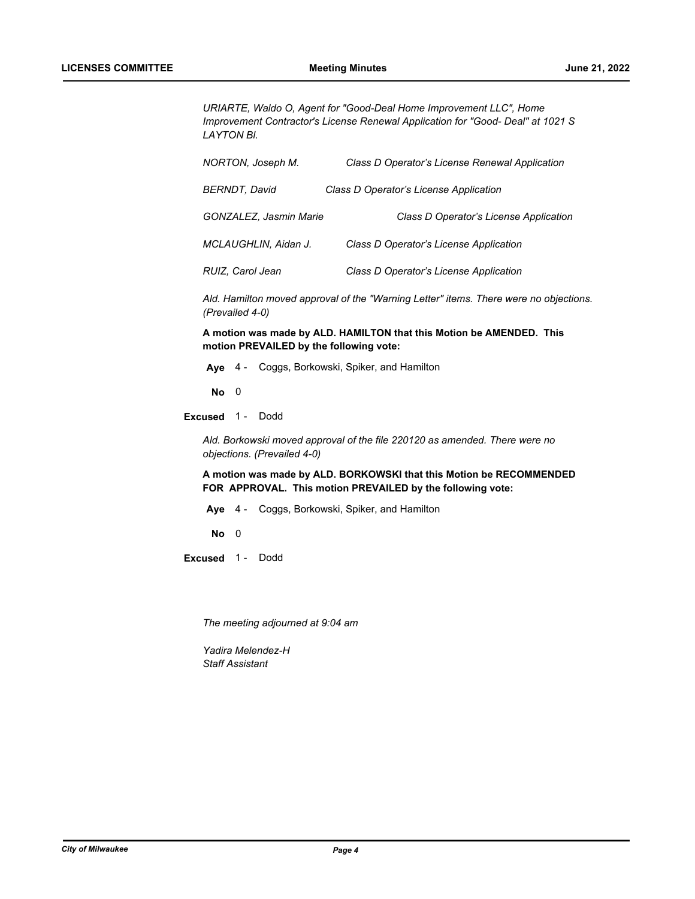*URIARTE, Waldo O, Agent for "Good-Deal Home Improvement LLC", Home Improvement Contractor's License Renewal Application for "Good- Deal" at 1021 S LAYTON Bl.*

| | |
|---|---|
| *NORTON, Joseph M.* | *Class D Operator's License Renewal Application* |
| *BERNDT, David* | *Class D Operator's License Application* |
| *GONZALEZ, Jasmin Marie* | *Class D Operator's License Application* |
| *MCLAUGHLIN, Aidan J.* | *Class D Operator's License Application* |
| *RUIZ, Carol Jean* | *Class D Operator's License Application* |

*Ald. Hamilton moved approval of the "Warning Letter" items. There were no objections. (Prevailed 4-0)*

**A motion was made by ALD. HAMILTON that this Motion be AMENDED. This motion PREVAILED by the following vote:**

**Aye** 4 - Coggs, Borkowski, Spiker, and Hamilton

**No** 0

**Excused** 1 - Dodd

*Ald. Borkowski moved approval of the file 220120 as amended. There were no objections. (Prevailed 4-0)*

**A motion was made by ALD. BORKOWSKI that this Motion be RECOMMENDED FOR APPROVAL. This motion PREVAILED by the following vote:**

**Aye** 4 - Coggs, Borkowski, Spiker, and Hamilton

**No** 0

**Excused** 1 - Dodd

*The meeting adjourned at 9:04 am*

*Yadira Melendez-H*
*Staff Assistant*